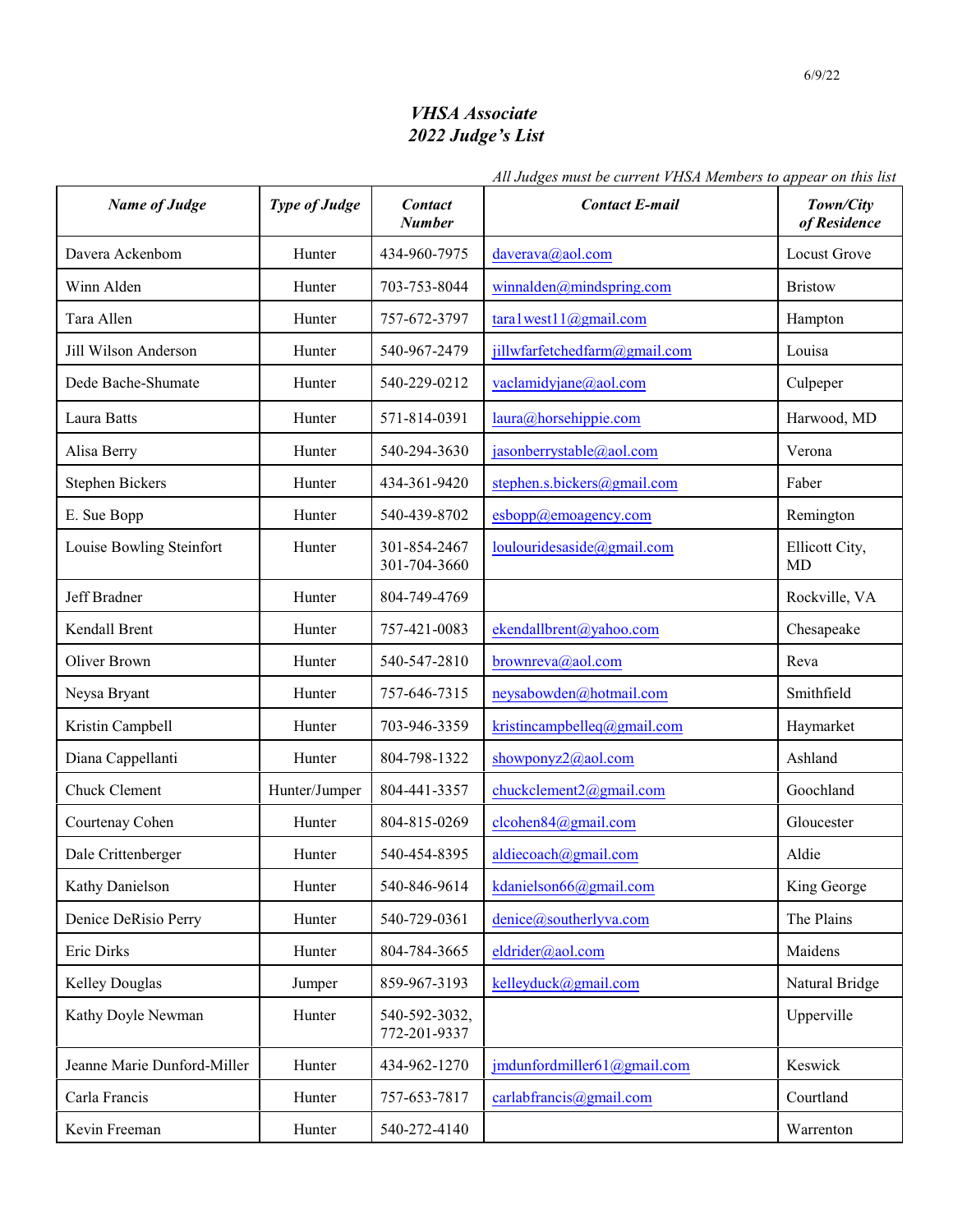6/9/22

# *VHSA Associate*
# *2022 Judge's List*

*All Judges must be current VHSA Members to appear on this list*

| ***Name of Judge*** | ***Type of Judge*** | ***Contact Number*** | ***Contact E-mail*** | ***Town/City of Residence*** |
|---|---|---|---|---|
| Davera Ackenbom | Hunter | 434-960-7975 | daverava@aol.com | Locust Grove |
| Winn Alden | Hunter | 703-753-8044 | winnalden@mindspring.com | Bristow |
| Tara Allen | Hunter | 757-672-3797 | tara1west11@gmail.com | Hampton |
| Jill Wilson Anderson | Hunter | 540-967-2479 | jillwfarfetchedfarm@gmail.com | Louisa |
| Dede Bache-Shumate | Hunter | 540-229-0212 | vaclamidyjane@aol.com | Culpeper |
| Laura Batts | Hunter | 571-814-0391 | laura@horsehippie.com | Harwood, MD |
| Alisa Berry | Hunter | 540-294-3630 | jasonberrystable@aol.com | Verona |
| Stephen Bickers | Hunter | 434-361-9420 | stephen.s.bickers@gmail.com | Faber |
| E. Sue Bopp | Hunter | 540-439-8702 | esbopp@emoagency.com | Remington |
| Louise Bowling Steinfort | Hunter | 301-854-2467<br>301-704-3660 | loulouridesaside@gmail.com | Ellicott City, MD |
| Jeff Bradner | Hunter | 804-749-4769 | | Rockville, VA |
| Kendall Brent | Hunter | 757-421-0083 | ekendallbrent@yahoo.com | Chesapeake |
| Oliver Brown | Hunter | 540-547-2810 | brownreva@aol.com | Reva |
| Neysa Bryant | Hunter | 757-646-7315 | neysabowden@hotmail.com | Smithfield |
| Kristin Campbell | Hunter | 703-946-3359 | kristincampbelleq@gmail.com | Haymarket |
| Diana Cappellanti | Hunter | 804-798-1322 | showponyz2@aol.com | Ashland |
| Chuck Clement | Hunter/Jumper | 804-441-3357 | chuckclement2@gmail.com | Goochland |
| Courtenay Cohen | Hunter | 804-815-0269 | clcohen84@gmail.com | Gloucester |
| Dale Crittenberger | Hunter | 540-454-8395 | aldiecoach@gmail.com | Aldie |
| Kathy Danielson | Hunter | 540-846-9614 | kdanielson66@gmail.com | King George |
| Denice DeRisio Perry | Hunter | 540-729-0361 | denice@southerlyva.com | The Plains |
| Eric Dirks | Hunter | 804-784-3665 | eldrider@aol.com | Maidens |
| Kelley Douglas | Jumper | 859-967-3193 | kelleyduck@gmail.com | Natural Bridge |
| Kathy Doyle Newman | Hunter | 540-592-3032,<br>772-201-9337 | | Upperville |
| Jeanne Marie Dunford-Miller | Hunter | 434-962-1270 | jmdunfordmiller61@gmail.com | Keswick |
| Carla Francis | Hunter | 757-653-7817 | carlabfrancis@gmail.com | Courtland |
| Kevin Freeman | Hunter | 540-272-4140 | | Warrenton |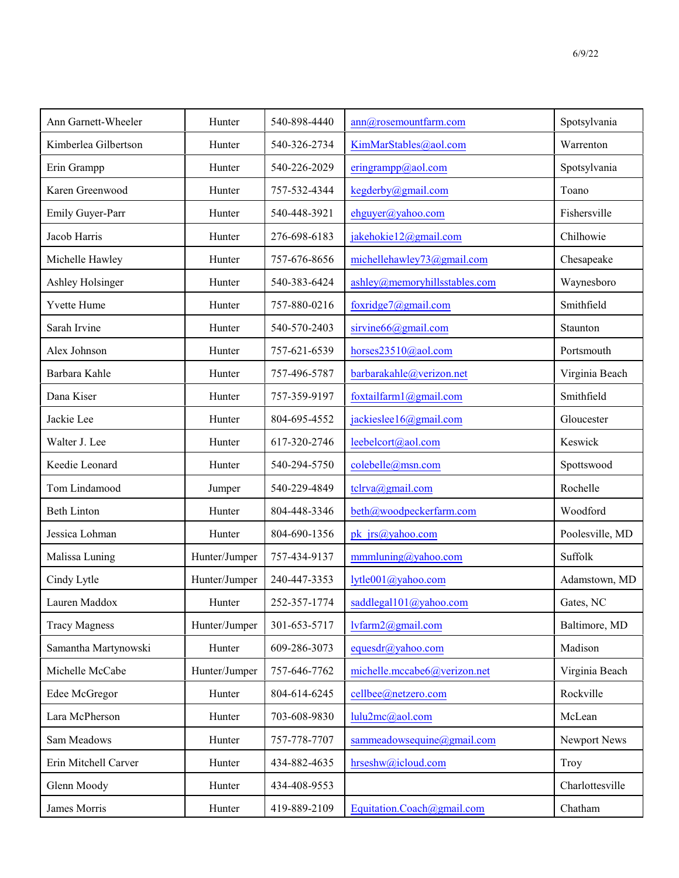6/9/22

| Ann Garnett-Wheeler | Hunter | 540-898-4440 | ann@rosemountfarm.com | Spotsylvania |
|---|---|---|---|---|
| Kimberlea Gilbertson | Hunter | 540-326-2734 | KimMarStables@aol.com | Warrenton |
| Erin Grampp | Hunter | 540-226-2029 | eringrampp@aol.com | Spotsylvania |
| Karen Greenwood | Hunter | 757-532-4344 | kegderby@gmail.com | Toano |
| Emily Guyer-Parr | Hunter | 540-448-3921 | ehguyer@yahoo.com | Fishersville |
| Jacob Harris | Hunter | 276-698-6183 | jakehokie12@gmail.com | Chilhowie |
| Michelle Hawley | Hunter | 757-676-8656 | michellehawley73@gmail.com | Chesapeake |
| Ashley Holsinger | Hunter | 540-383-6424 | ashley@memoryhillsstables.com | Waynesboro |
| Yvette Hume | Hunter | 757-880-0216 | foxridge7@gmail.com | Smithfield |
| Sarah Irvine | Hunter | 540-570-2403 | sirvine66@gmail.com | Staunton |
| Alex Johnson | Hunter | 757-621-6539 | horses23510@aol.com | Portsmouth |
| Barbara Kahle | Hunter | 757-496-5787 | barbarakahle@verizon.net | Virginia Beach |
| Dana Kiser | Hunter | 757-359-9197 | foxtailfarm1@gmail.com | Smithfield |
| Jackie Lee | Hunter | 804-695-4552 | jackieslee16@gmail.com | Gloucester |
| Walter J. Lee | Hunter | 617-320-2746 | leebelcort@aol.com | Keswick |
| Keedie Leonard | Hunter | 540-294-5750 | colebelle@msn.com | Spottswood |
| Tom Lindamood | Jumper | 540-229-4849 | tclrva@gmail.com | Rochelle |
| Beth Linton | Hunter | 804-448-3346 | beth@woodpeckerfarm.com | Woodford |
| Jessica Lohman | Hunter | 804-690-1356 | pk_jrs@yahoo.com | Poolesville, MD |
| Malissa Luning | Hunter/Jumper | 757-434-9137 | mmmluning@yahoo.com | Suffolk |
| Cindy Lytle | Hunter/Jumper | 240-447-3353 | lytle001@yahoo.com | Adamstown, MD |
| Lauren Maddox | Hunter | 252-357-1774 | saddlegal101@yahoo.com | Gates, NC |
| Tracy Magness | Hunter/Jumper | 301-653-5717 | lvfarm2@gmail.com | Baltimore, MD |
| Samantha Martynowski | Hunter | 609-286-3073 | equesdr@yahoo.com | Madison |
| Michelle McCabe | Hunter/Jumper | 757-646-7762 | michelle.mccabe6@verizon.net | Virginia Beach |
| Edee McGregor | Hunter | 804-614-6245 | cellbee@netzero.com | Rockville |
| Lara McPherson | Hunter | 703-608-9830 | lulu2mc@aol.com | McLean |
| Sam Meadows | Hunter | 757-778-7707 | sammeadowsequine@gmail.com | Newport News |
| Erin Mitchell Carver | Hunter | 434-882-4635 | hrseshw@icloud.com | Troy |
| Glenn Moody | Hunter | 434-408-9553 | | Charlottesville |
| James Morris | Hunter | 419-889-2109 | Equitation.Coach@gmail.com | Chatham |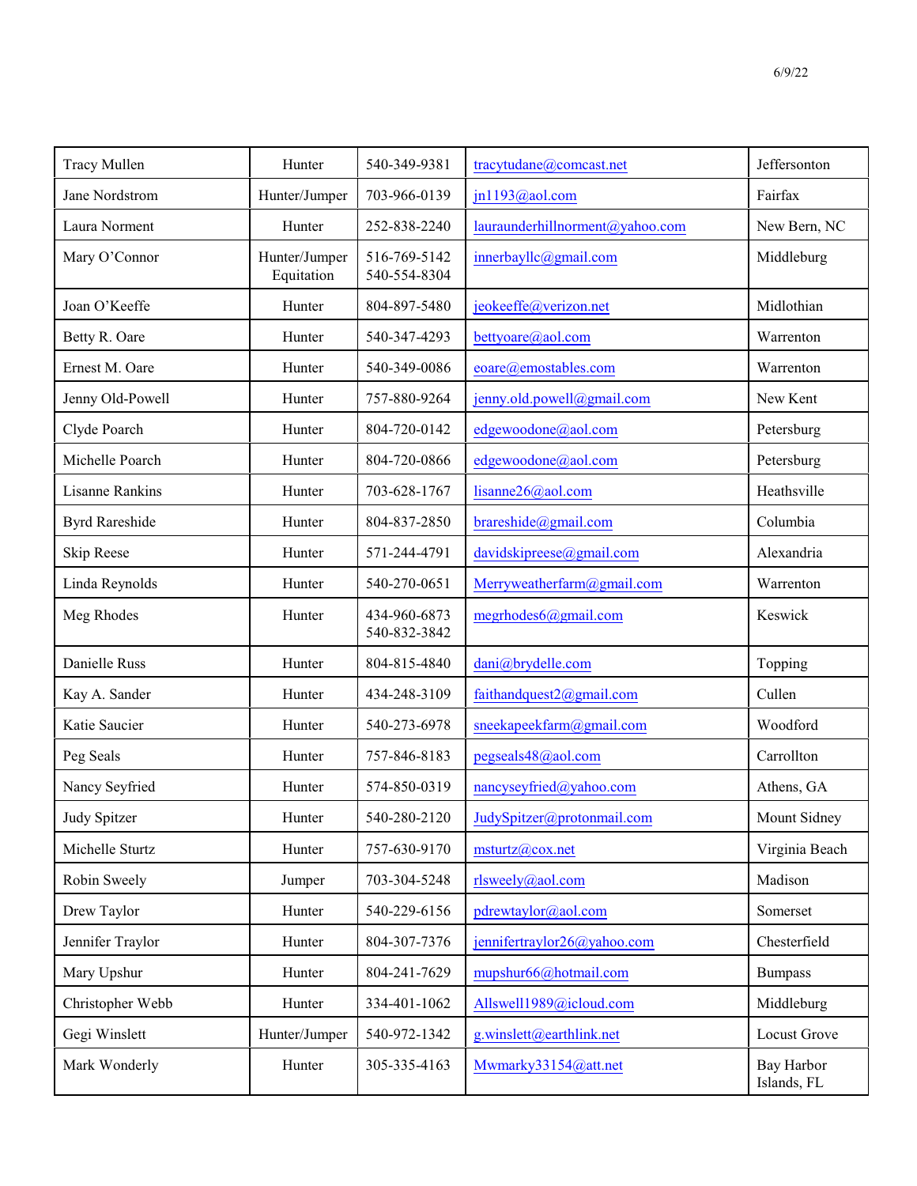| | | | | |
|---|---|---|---|---|
| Tracy Mullen | Hunter | 540-349-9381 | tracytudane@comcast.net | Jeffersonton |
| Jane Nordstrom | Hunter/Jumper | 703-966-0139 | jn1193@aol.com | Fairfax |
| Laura Norment | Hunter | 252-838-2240 | lauraunderhillnorment@yahoo.com | New Bern, NC |
| Mary O'Connor | Hunter/Jumper Equitation | 516-769-5142 540-554-8304 | innerbayllc@gmail.com | Middleburg |
| Joan O'Keeffe | Hunter | 804-897-5480 | jeokeeffe@verizon.net | Midlothian |
| Betty R. Oare | Hunter | 540-347-4293 | bettyoare@aol.com | Warrenton |
| Ernest M. Oare | Hunter | 540-349-0086 | eoare@emostables.com | Warrenton |
| Jenny Old-Powell | Hunter | 757-880-9264 | jenny.old.powell@gmail.com | New Kent |
| Clyde Poarch | Hunter | 804-720-0142 | edgewoodone@aol.com | Petersburg |
| Michelle Poarch | Hunter | 804-720-0866 | edgewoodone@aol.com | Petersburg |
| Lisanne Rankins | Hunter | 703-628-1767 | lisanne26@aol.com | Heathsville |
| Byrd Rareshide | Hunter | 804-837-2850 | brareshide@gmail.com | Columbia |
| Skip Reese | Hunter | 571-244-4791 | davidskipreese@gmail.com | Alexandria |
| Linda Reynolds | Hunter | 540-270-0651 | Merryweatherfarm@gmail.com | Warrenton |
| Meg Rhodes | Hunter | 434-960-6873 540-832-3842 | megrhodes6@gmail.com | Keswick |
| Danielle Russ | Hunter | 804-815-4840 | dani@brydelle.com | Topping |
| Kay A. Sander | Hunter | 434-248-3109 | faithandquest2@gmail.com | Cullen |
| Katie Saucier | Hunter | 540-273-6978 | sneekapeekfarm@gmail.com | Woodford |
| Peg Seals | Hunter | 757-846-8183 | pegseals48@aol.com | Carrollton |
| Nancy Seyfried | Hunter | 574-850-0319 | nancyseyfried@yahoo.com | Athens, GA |
| Judy Spitzer | Hunter | 540-280-2120 | JudySpitzer@protonmail.com | Mount Sidney |
| Michelle Sturtz | Hunter | 757-630-9170 | msturtz@cox.net | Virginia Beach |
| Robin Sweely | Jumper | 703-304-5248 | rlsweely@aol.com | Madison |
| Drew Taylor | Hunter | 540-229-6156 | pdrewtaylor@aol.com | Somerset |
| Jennifer Traylor | Hunter | 804-307-7376 | jennifertraylor26@yahoo.com | Chesterfield |
| Mary Upshur | Hunter | 804-241-7629 | mupshur66@hotmail.com | Bumpass |
| Christopher Webb | Hunter | 334-401-1062 | Allswell1989@icloud.com | Middleburg |
| Gegi Winslett | Hunter/Jumper | 540-972-1342 | g.winslett@earthlink.net | Locust Grove |
| Mark Wonderly | Hunter | 305-335-4163 | Mwmarky33154@att.net | Bay Harbor Islands, FL |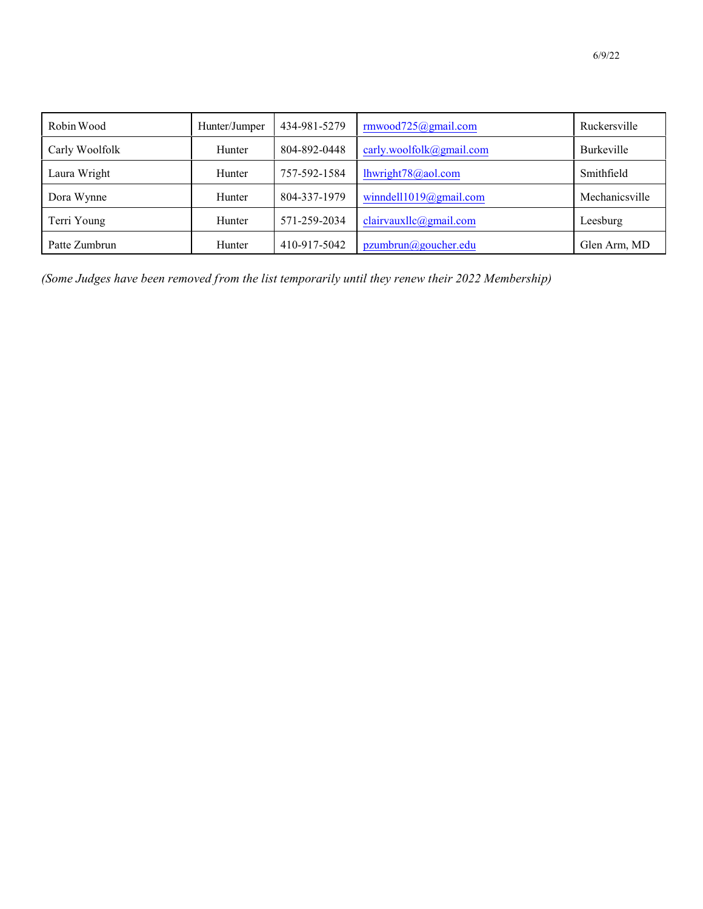| | | | | |
|---|---|---|---|---|
| Robin Wood | Hunter/Jumper | 434-981-5279 | rmwood725@gmail.com | Ruckersville |
| Carly Woolfolk | Hunter | 804-892-0448 | carly.woolfolk@gmail.com | Burkeville |
| Laura Wright | Hunter | 757-592-1584 | lhwright78@aol.com | Smithfield |
| Dora Wynne | Hunter | 804-337-1979 | winndell1019@gmail.com | Mechanicsville |
| Terri Young | Hunter | 571-259-2034 | clairvauxllc@gmail.com | Leesburg |
| Patte Zumbrun | Hunter | 410-917-5042 | pzumbrun@goucher.edu | Glen Arm, MD |

*(Some Judges have been removed from the list temporarily until they renew their 2022 Membership)*